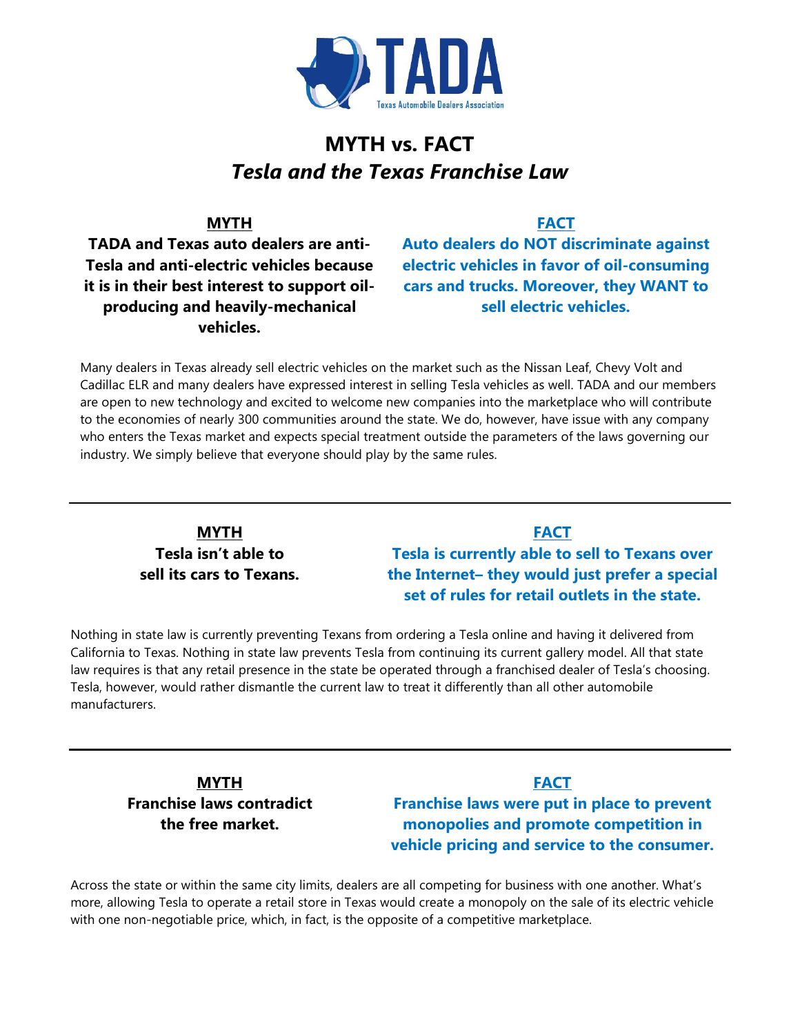TADA

Texas Automobile Dealers Association

# MYTH vs. FACT
## *Tesla and the Texas Franchise Law*

**MYTH**

**TADA and Texas auto dealers are anti-Tesla and anti-electric vehicles because it is in their best interest to support oil-producing and heavily-mechanical vehicles.**

**FACT**

**Auto dealers do NOT discriminate against electric vehicles in favor of oil-consuming cars and trucks. Moreover, they WANT to sell electric vehicles.**

Many dealers in Texas already sell electric vehicles on the market such as the Nissan Leaf, Chevy Volt and Cadillac ELR and many dealers have expressed interest in selling Tesla vehicles as well. TADA and our members are open to new technology and excited to welcome new companies into the marketplace who will contribute to the economies of nearly 300 communities around the state. We do, however, have issue with any company who enters the Texas market and expects special treatment outside the parameters of the laws governing our industry. We simply believe that everyone should play by the same rules.

---

**MYTH**

**Tesla isn't able to sell its cars to Texans.**

**FACT**

**Tesla is currently able to sell to Texans over the Internet– they would just prefer a special set of rules for retail outlets in the state.**

Nothing in state law is currently preventing Texans from ordering a Tesla online and having it delivered from California to Texas. Nothing in state law prevents Tesla from continuing its current gallery model. All that state law requires is that any retail presence in the state be operated through a franchised dealer of Tesla's choosing. Tesla, however, would rather dismantle the current law to treat it differently than all other automobile manufacturers.

---

**MYTH**

**Franchise laws contradict the free market.**

**FACT**

**Franchise laws were put in place to prevent monopolies and promote competition in vehicle pricing and service to the consumer.**

Across the state or within the same city limits, dealers are all competing for business with one another. What's more, allowing Tesla to operate a retail store in Texas would create a monopoly on the sale of its electric vehicle with one non-negotiable price, which, in fact, is the opposite of a competitive marketplace.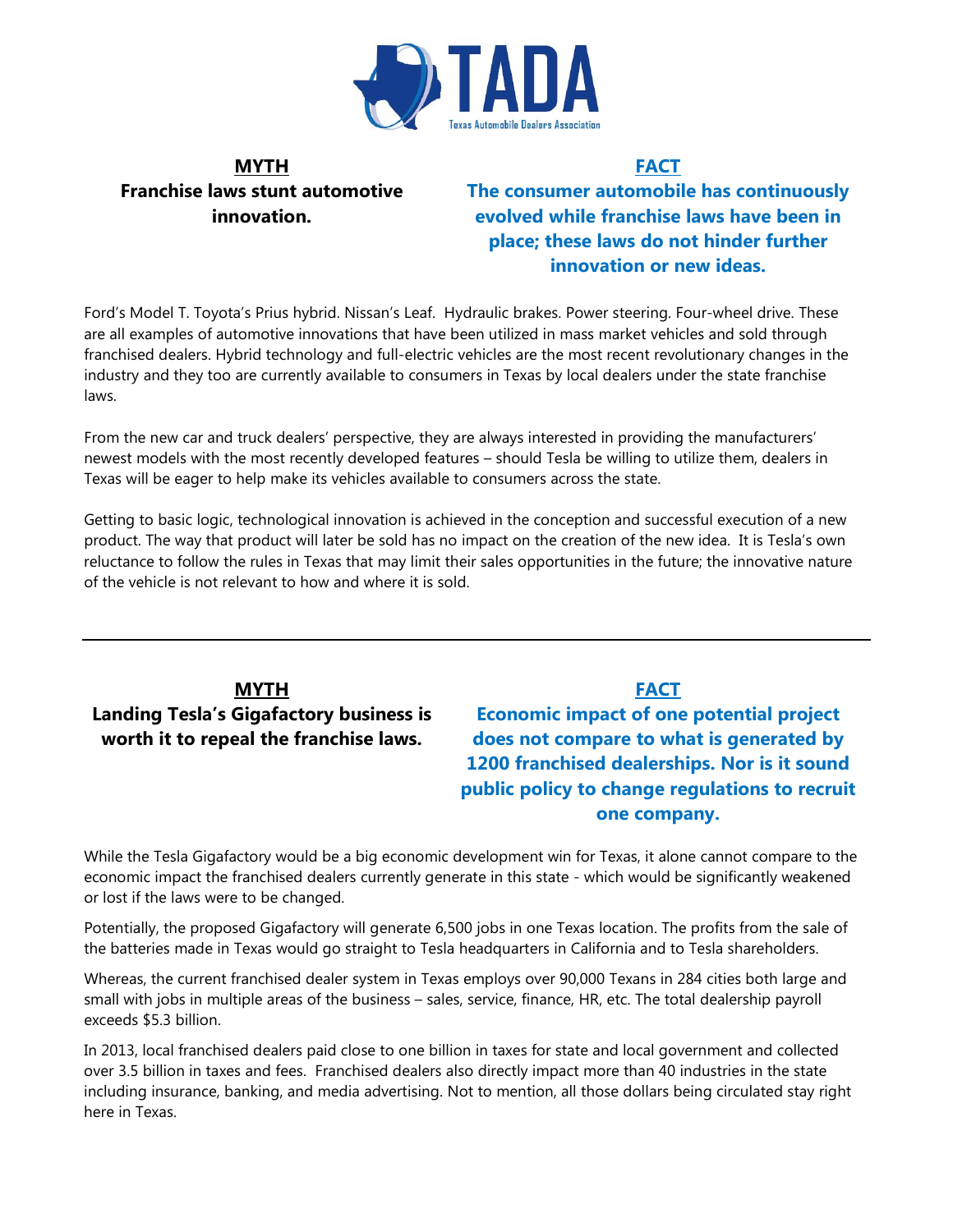TADA

Texas Automobile Dealers Association

**MYTH**

**Franchise laws stunt automotive innovation.**

**FACT**

**The consumer automobile has continuously evolved while franchise laws have been in place; these laws do not hinder further innovation or new ideas.**

Ford's Model T. Toyota's Prius hybrid. Nissan's Leaf. Hydraulic brakes. Power steering. Four-wheel drive. These are all examples of automotive innovations that have been utilized in mass market vehicles and sold through franchised dealers. Hybrid technology and full-electric vehicles are the most recent revolutionary changes in the industry and they too are currently available to consumers in Texas by local dealers under the state franchise laws.

From the new car and truck dealers' perspective, they are always interested in providing the manufacturers' newest models with the most recently developed features – should Tesla be willing to utilize them, dealers in Texas will be eager to help make its vehicles available to consumers across the state.

Getting to basic logic, technological innovation is achieved in the conception and successful execution of a new product. The way that product will later be sold has no impact on the creation of the new idea. It is Tesla's own reluctance to follow the rules in Texas that may limit their sales opportunities in the future; the innovative nature of the vehicle is not relevant to how and where it is sold.

---

**MYTH**

**Landing Tesla's Gigafactory business is worth it to repeal the franchise laws.**

**FACT**

**Economic impact of one potential project does not compare to what is generated by 1200 franchised dealerships. Nor is it sound public policy to change regulations to recruit one company.**

While the Tesla Gigafactory would be a big economic development win for Texas, it alone cannot compare to the economic impact the franchised dealers currently generate in this state - which would be significantly weakened or lost if the laws were to be changed.

Potentially, the proposed Gigafactory will generate 6,500 jobs in one Texas location. The profits from the sale of the batteries made in Texas would go straight to Tesla headquarters in California and to Tesla shareholders.

Whereas, the current franchised dealer system in Texas employs over 90,000 Texans in 284 cities both large and small with jobs in multiple areas of the business – sales, service, finance, HR, etc. The total dealership payroll exceeds $5.3 billion.

In 2013, local franchised dealers paid close to one billion in taxes for state and local government and collected over 3.5 billion in taxes and fees. Franchised dealers also directly impact more than 40 industries in the state including insurance, banking, and media advertising. Not to mention, all those dollars being circulated stay right here in Texas.